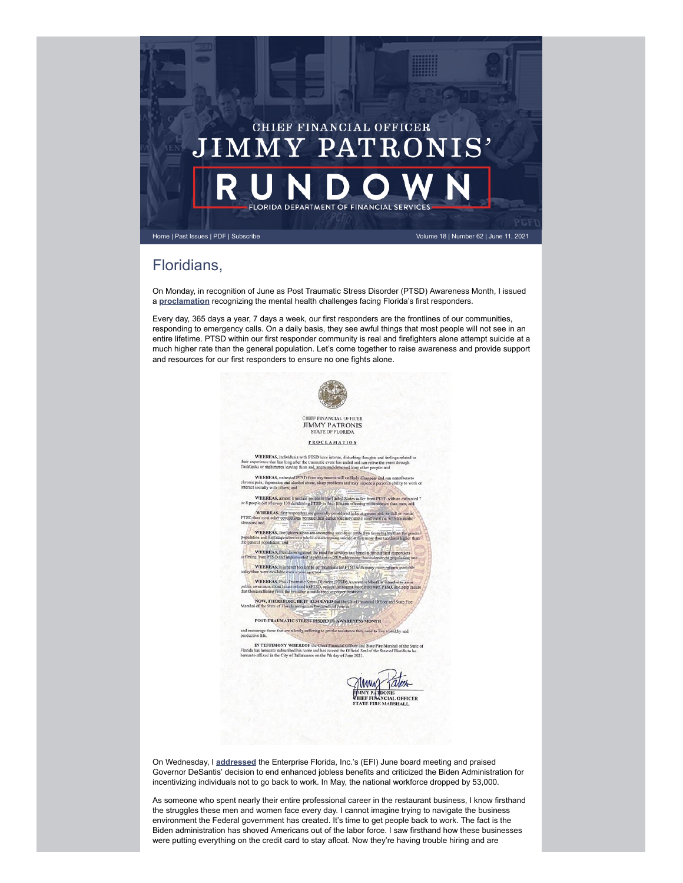CHIEF FINANCIAL OFFICER

# JIMMY PATRONIS' RUNDOWN

FLORIDA DEPARTMENT OF FINANCIAL SERVICES

Home | Past Issues | PDF | Subscribe

Volume 18 | Number 62 | June 11, 2021

## Floridians,

On Monday, in recognition of June as Post Traumatic Stress Disorder (PTSD) Awareness Month, I issued a **proclamation** recognizing the mental health challenges facing Florida's first responders.

Every day, 365 days a year, 7 days a week, our first responders are the frontlines of our communities, responding to emergency calls. On a daily basis, they see awful things that most people will not see in an entire lifetime. PTSD within our first responder community is real and firefighters alone attempt suicide at a much higher rate than the general population. Let's come together to raise awareness and provide support and resources for our first responders to ensure no one fights alone.

CHIEF FINANCIAL OFFICER
JIMMY PATRONIS
STATE OF FLORIDA

PROCLAMATION

WHEREAS, individuals with PTSD have intense, disturbing thoughts and feelings related to their experience that last long after the traumatic event has ended and can relive the event through flashbacks or nightmares leaving them sad, angry and detached from other people; and

WHEREAS, untreated PTSD from any trauma will unlikely disappear and can contribute to chronic pain, depression and alcohol abuse, sleep problems and may impede a person's ability to work or interact socially with others; and

WHEREAS, almost 8 million people in the United States suffer from PTSD with an estimated 7 or 8 people out of every 100 developing PTSD in their lifetime affecting more women than men; and

WHEREAS, first responders are generally considered to be at greater risk for full or partial PTSD than most other occupations because their duties routinely entail confrontation with traumatic stressors; and

WHEREAS, firefighters alone are attempting suicide at a rate five times higher than the general population and first responders as a whole are attempting suicide at rate more than ten times higher than the general population; and

WHEREAS, Florida recognized the need for services and benefits for our first responders suffering from PTSD and implemented legislation in 2018 addressing this underserved population; and

WHEREAS, it is never too late to get treatment for PTSD with many more options available today than were available even a year ago; and

WHEREAS, Post-Traumatic Stress Disorder (PTSD) Awareness Month is intended to raise public awareness about issues related to PTSD, reduce the stigma associated with PTSD, and help ensure that those suffering from the invisible wounds receive proper treatment.

NOW, THEREFORE, BE IT RESOLVED that the Chief Financial Officer and State Fire Marshal of the State of Florida recognizes the month of June as

POST-TRAUMATIC STRESS DISORDER AWARENESS MONTH

and encourage those that are silently suffering to get the assistance they need to live a healthy and productive life.

IN TESTIMONY WHEREOF the Chief Financial Officer and State Fire Marshal of the State of Florida has hereunto subscribed his name and has caused the Official Seal of the State of Florida to be hereunto affixed in the City of Tallahassee on the 7th day of June 2021.

JIMMY PATRONIS
CHIEF FINANCIAL OFFICER
STATE FIRE MARSHALL

On Wednesday, I **addressed** the Enterprise Florida, Inc.'s (EFI) June board meeting and praised Governor DeSantis' decision to end enhanced jobless benefits and criticized the Biden Administration for incentivizing individuals not to go back to work. In May, the national workforce dropped by 53,000.

As someone who spent nearly their entire professional career in the restaurant business, I know firsthand the struggles these men and women face every day. I cannot imagine trying to navigate the business environment the Federal government has created. It's time to get people back to work. The fact is the Biden administration has shoved Americans out of the labor force. I saw firsthand how these businesses were putting everything on the credit card to stay afloat. Now they're having trouble hiring and are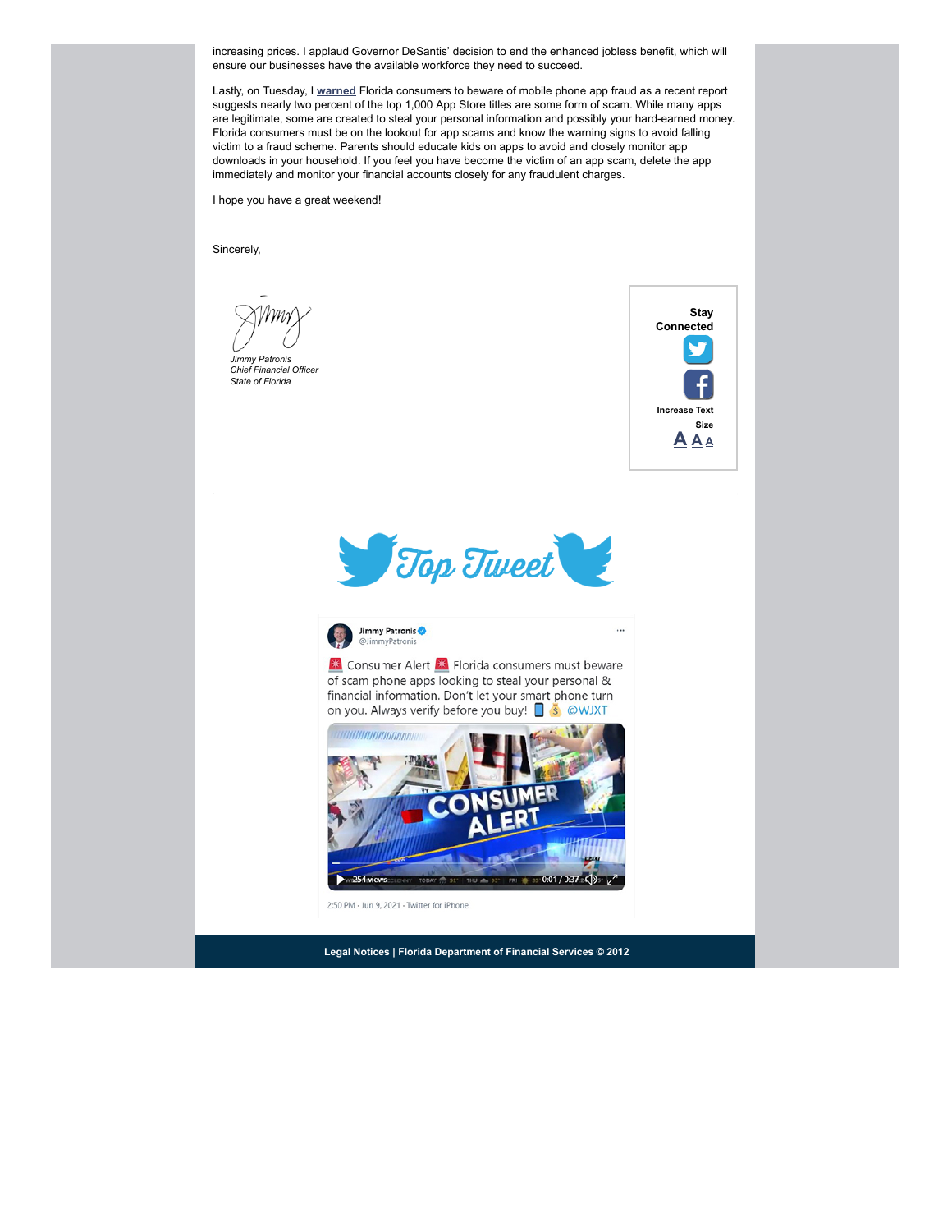increasing prices. I applaud Governor DeSantis' decision to end the enhanced jobless benefit, which will ensure our businesses have the available workforce they need to succeed.

Lastly, on Tuesday, I **warned** Florida consumers to beware of mobile phone app fraud as a recent report suggests nearly two percent of the top 1,000 App Store titles are some form of scam. While many apps are legitimate, some are created to steal your personal information and possibly your hard-earned money. Florida consumers must be on the lookout for app scams and know the warning signs to avoid falling victim to a fraud scheme. Parents should educate kids on apps to avoid and closely monitor app downloads in your household. If you feel you have become the victim of an app scam, delete the app immediately and monitor your financial accounts closely for any fraudulent charges.

I hope you have a great weekend!

Sincerely,

*Jimmy Patronis*
*Chief Financial Officer*
*State of Florida*

**Stay Connected**

**Increase Text Size**

A A A

## Top Tweet

**Jimmy Patronis** @JimmyPatronis

🚨 Consumer Alert 🚨 Florida consumers must beware of scam phone apps looking to steal your personal & financial information. Don't let your smart phone turn on you. Always verify before you buy! 📱 💰 @WJXT

CONSUMER ALERT

254 views 0:01 / 0:37

2:50 PM · Jun 9, 2021 · Twitter for iPhone

**Legal Notices | Florida Department of Financial Services © 2012**